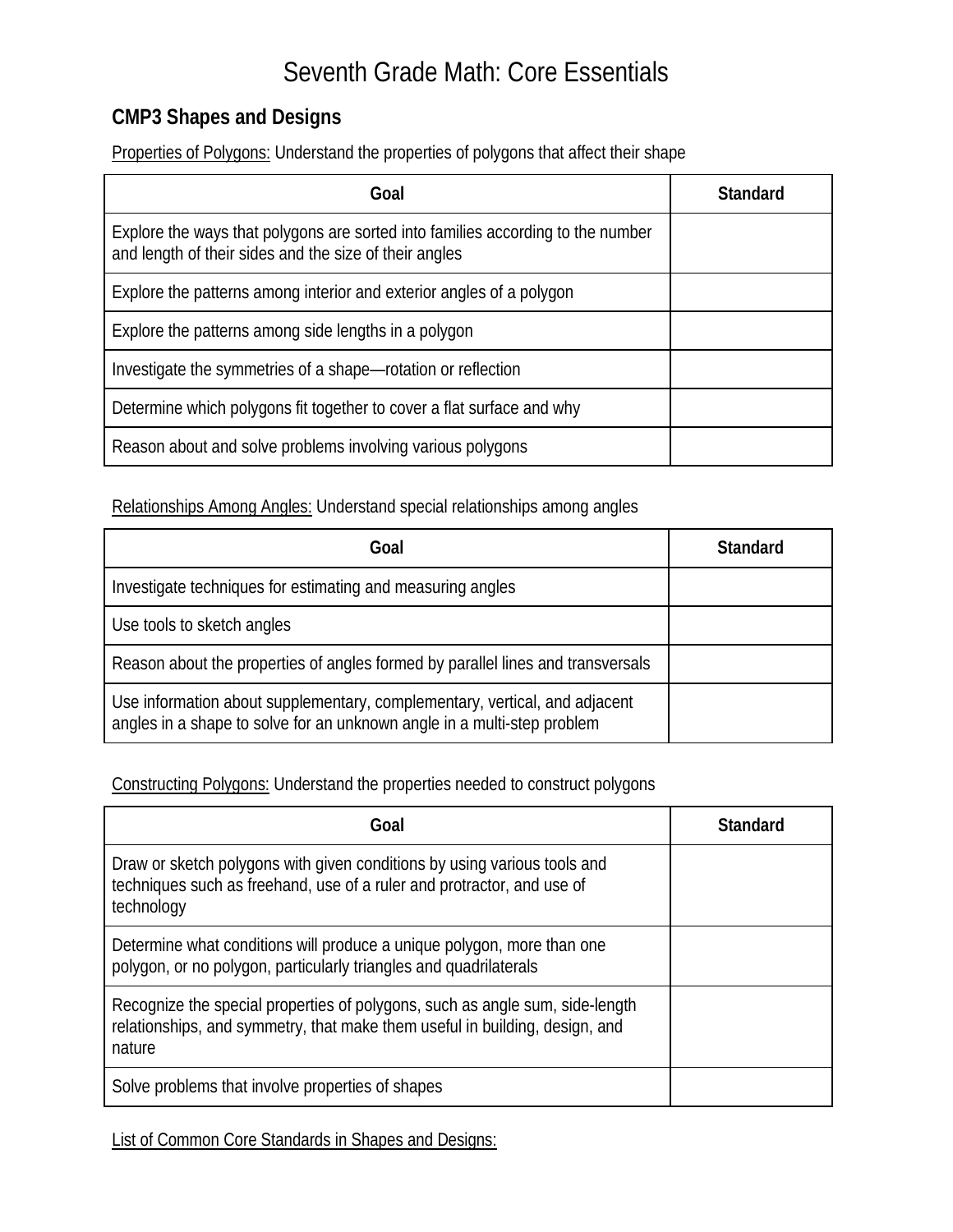# Seventh Grade Math: Core Essentials

## CMP3 Shapes and Designs

Properties of Polygons: Understand the properties of polygons that affect their shape

| Goal | Standard |
| --- | --- |
| Explore the ways that polygons are sorted into families according to the number and length of their sides and the size of their angles | |
| Explore the patterns among interior and exterior angles of a polygon | |
| Explore the patterns among side lengths in a polygon | |
| Investigate the symmetries of a shape—rotation or reflection | |
| Determine which polygons fit together to cover a flat surface and why | |
| Reason about and solve problems involving various polygons | |

Relationships Among Angles: Understand special relationships among angles

| Goal | Standard |
| --- | --- |
| Investigate techniques for estimating and measuring angles | |
| Use tools to sketch angles | |
| Reason about the properties of angles formed by parallel lines and transversals | |
| Use information about supplementary, complementary, vertical, and adjacent angles in a shape to solve for an unknown angle in a multi-step problem | |

Constructing Polygons: Understand the properties needed to construct polygons

| Goal | Standard |
| --- | --- |
| Draw or sketch polygons with given conditions by using various tools and techniques such as freehand, use of a ruler and protractor, and use of technology | |
| Determine what conditions will produce a unique polygon, more than one polygon, or no polygon, particularly triangles and quadrilaterals | |
| Recognize the special properties of polygons, such as angle sum, side-length relationships, and symmetry, that make them useful in building, design, and nature | |
| Solve problems that involve properties of shapes | |

List of Common Core Standards in Shapes and Designs: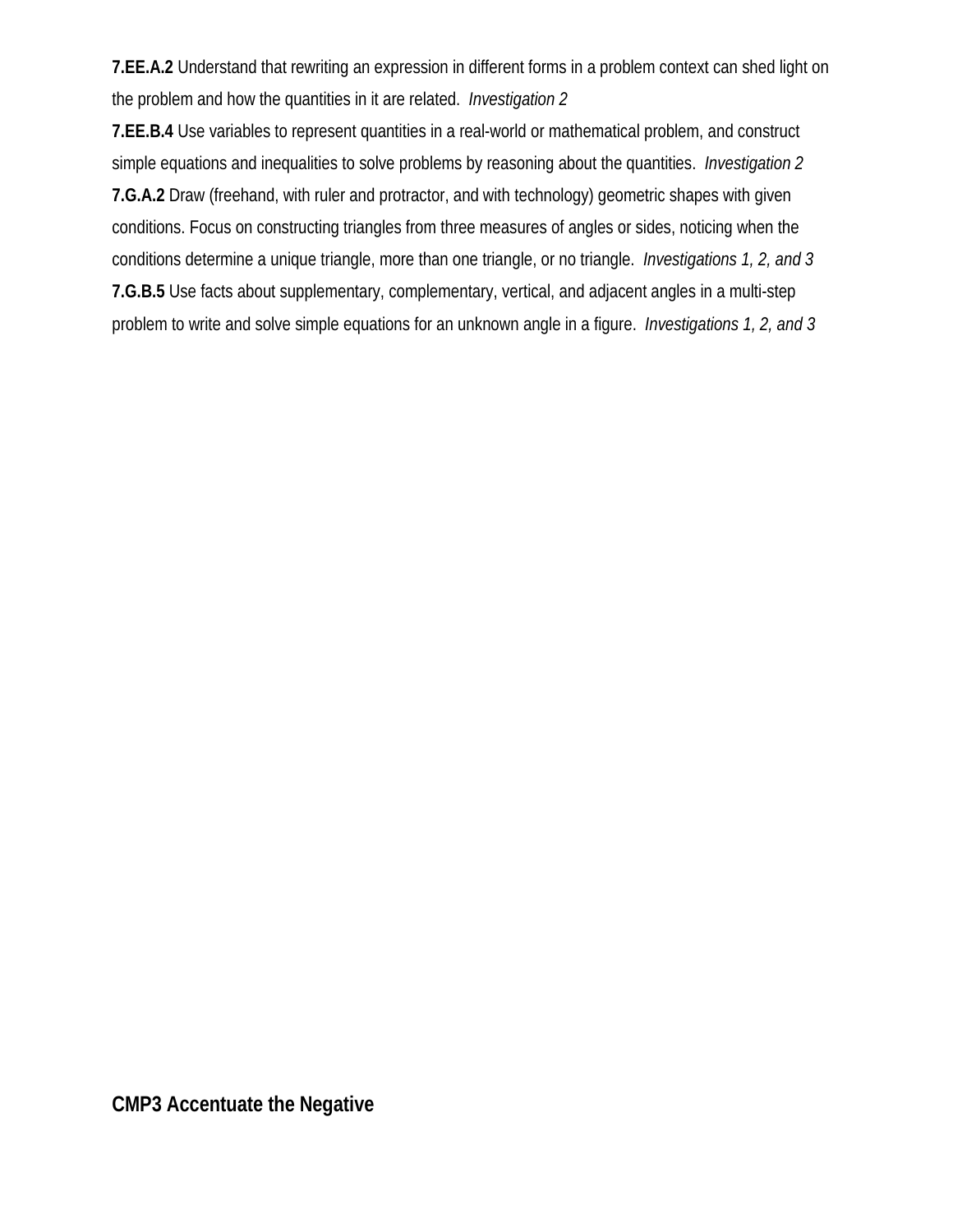**7.EE.A.2** Understand that rewriting an expression in different forms in a problem context can shed light on the problem and how the quantities in it are related. *Investigation 2*

**7.EE.B.4** Use variables to represent quantities in a real-world or mathematical problem, and construct simple equations and inequalities to solve problems by reasoning about the quantities. *Investigation 2*

**7.G.A.2** Draw (freehand, with ruler and protractor, and with technology) geometric shapes with given conditions. Focus on constructing triangles from three measures of angles or sides, noticing when the conditions determine a unique triangle, more than one triangle, or no triangle. *Investigations 1, 2, and 3*

**7.G.B.5** Use facts about supplementary, complementary, vertical, and adjacent angles in a multi-step problem to write and solve simple equations for an unknown angle in a figure. *Investigations 1, 2, and 3*

## CMP3 Accentuate the Negative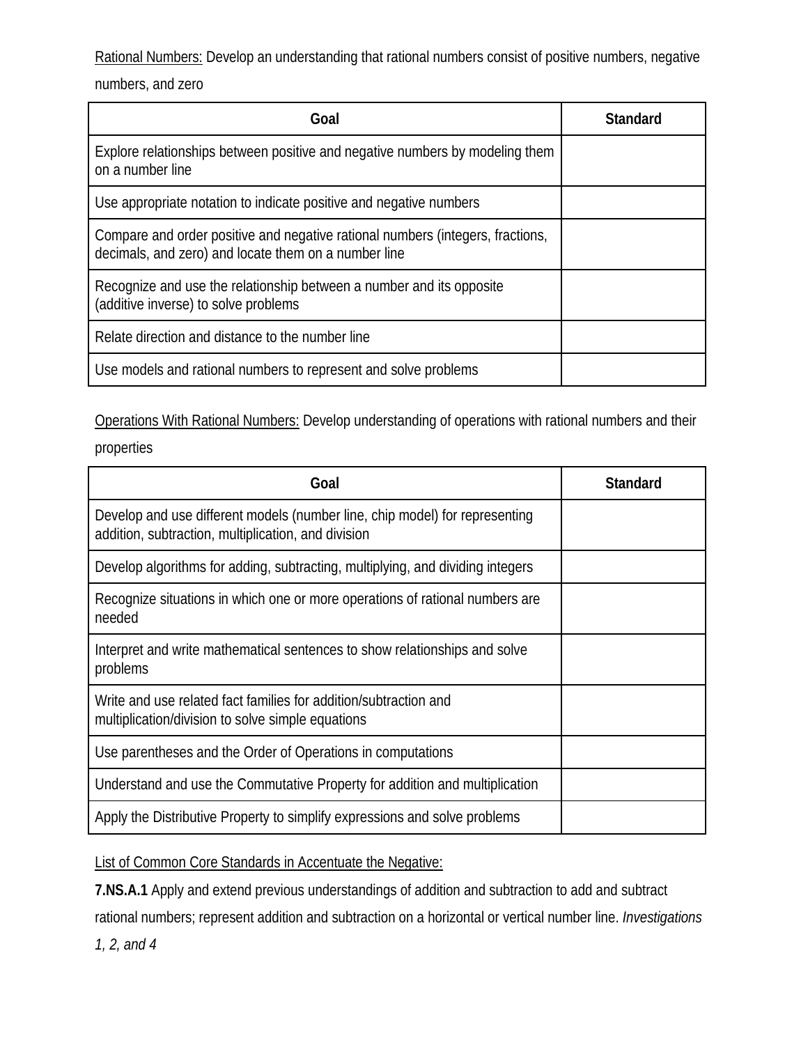<u>Rational Numbers:</u> Develop an understanding that rational numbers consist of positive numbers, negative numbers, and zero

| Goal | Standard |
| --- | --- |
| Explore relationships between positive and negative numbers by modeling them on a number line | |
| Use appropriate notation to indicate positive and negative numbers | |
| Compare and order positive and negative rational numbers (integers, fractions, decimals, and zero) and locate them on a number line | |
| Recognize and use the relationship between a number and its opposite (additive inverse) to solve problems | |
| Relate direction and distance to the number line | |
| Use models and rational numbers to represent and solve problems | |

<u>Operations With Rational Numbers:</u> Develop understanding of operations with rational numbers and their properties

| Goal | Standard |
| --- | --- |
| Develop and use different models (number line, chip model) for representing addition, subtraction, multiplication, and division | |
| Develop algorithms for adding, subtracting, multiplying, and dividing integers | |
| Recognize situations in which one or more operations of rational numbers are needed | |
| Interpret and write mathematical sentences to show relationships and solve problems | |
| Write and use related fact families for addition/subtraction and multiplication/division to solve simple equations | |
| Use parentheses and the Order of Operations in computations | |
| Understand and use the Commutative Property for addition and multiplication | |
| Apply the Distributive Property to simplify expressions and solve problems | |

<u>List of Common Core Standards in Accentuate the Negative:</u>

**7.NS.A.1** Apply and extend previous understandings of addition and subtraction to add and subtract rational numbers; represent addition and subtraction on a horizontal or vertical number line. *Investigations 1, 2, and 4*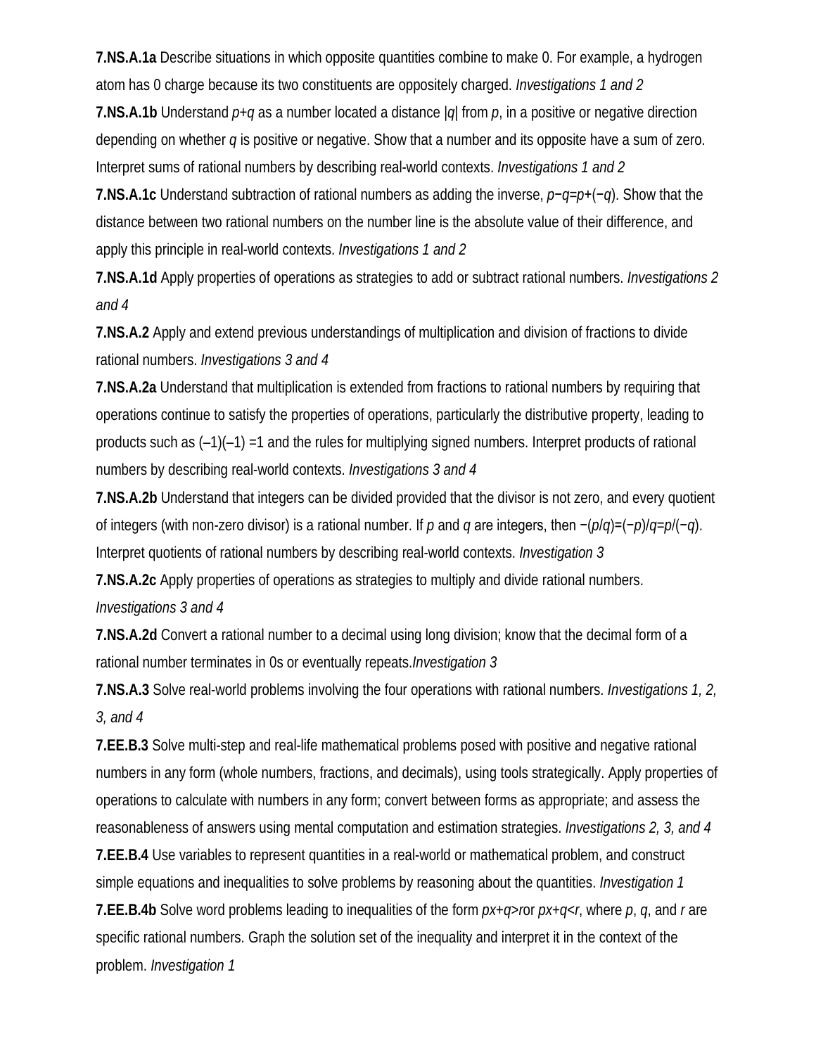**7.NS.A.1a** Describe situations in which opposite quantities combine to make 0. For example, a hydrogen atom has 0 charge because its two constituents are oppositely charged. *Investigations 1 and 2*

**7.NS.A.1b** Understand $p+q$ as a number located a distance $|q|$ from $p$, in a positive or negative direction depending on whether $q$ is positive or negative. Show that a number and its opposite have a sum of zero. Interpret sums of rational numbers by describing real-world contexts. *Investigations 1 and 2*

**7.NS.A.1c** Understand subtraction of rational numbers as adding the inverse, $p-q=p+(-q)$. Show that the distance between two rational numbers on the number line is the absolute value of their difference, and apply this principle in real-world contexts. *Investigations 1 and 2*

**7.NS.A.1d** Apply properties of operations as strategies to add or subtract rational numbers. *Investigations 2 and 4*

**7.NS.A.2** Apply and extend previous understandings of multiplication and division of fractions to divide rational numbers. *Investigations 3 and 4*

**7.NS.A.2a** Understand that multiplication is extended from fractions to rational numbers by requiring that operations continue to satisfy the properties of operations, particularly the distributive property, leading to products such as $(-1)(-1) = 1$ and the rules for multiplying signed numbers. Interpret products of rational numbers by describing real-world contexts. *Investigations 3 and 4*

**7.NS.A.2b** Understand that integers can be divided provided that the divisor is not zero, and every quotient of integers (with non-zero divisor) is a rational number. If $p$ and $q$ are integers, then $-(p/q)=(-p)/q=p/(-q)$. Interpret quotients of rational numbers by describing real-world contexts. *Investigation 3*

**7.NS.A.2c** Apply properties of operations as strategies to multiply and divide rational numbers. *Investigations 3 and 4*

**7.NS.A.2d** Convert a rational number to a decimal using long division; know that the decimal form of a rational number terminates in 0s or eventually repeats.*Investigation 3*

**7.NS.A.3** Solve real-world problems involving the four operations with rational numbers. *Investigations 1, 2, 3, and 4*

**7.EE.B.3** Solve multi-step and real-life mathematical problems posed with positive and negative rational numbers in any form (whole numbers, fractions, and decimals), using tools strategically. Apply properties of operations to calculate with numbers in any form; convert between forms as appropriate; and assess the reasonableness of answers using mental computation and estimation strategies. *Investigations 2, 3, and 4*

**7.EE.B.4** Use variables to represent quantities in a real-world or mathematical problem, and construct simple equations and inequalities to solve problems by reasoning about the quantities. *Investigation 1*

**7.EE.B.4b** Solve word problems leading to inequalities of the form $px+q>r$ or $px+q<r$, where $p$, $q$, and $r$ are specific rational numbers. Graph the solution set of the inequality and interpret it in the context of the problem. *Investigation 1*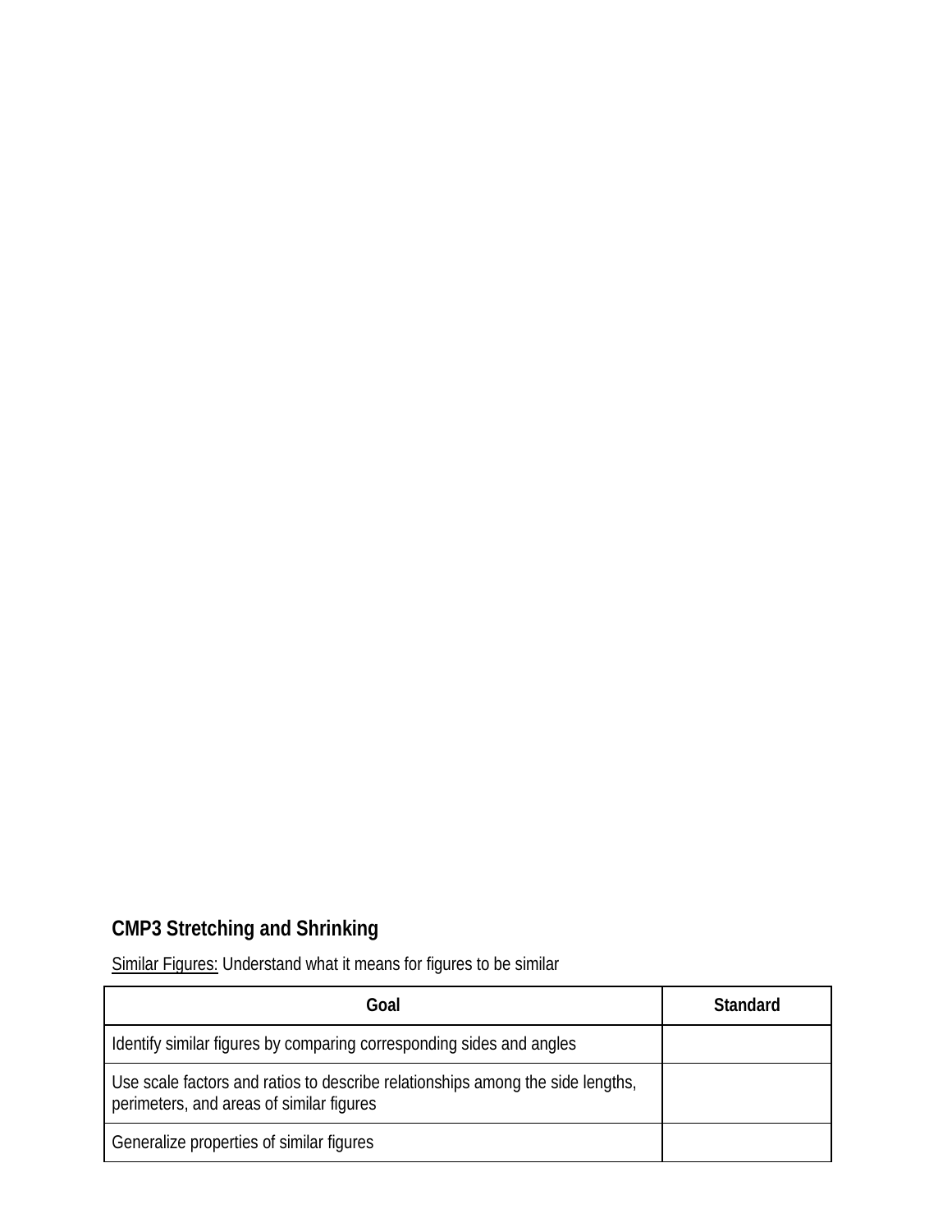## CMP3 Stretching and Shrinking

<u>Similar Figures:</u> Understand what it means for figures to be similar

| Goal | Standard |
|---|---|
| Identify similar figures by comparing corresponding sides and angles | |
| Use scale factors and ratios to describe relationships among the side lengths, perimeters, and areas of similar figures | |
| Generalize properties of similar figures | |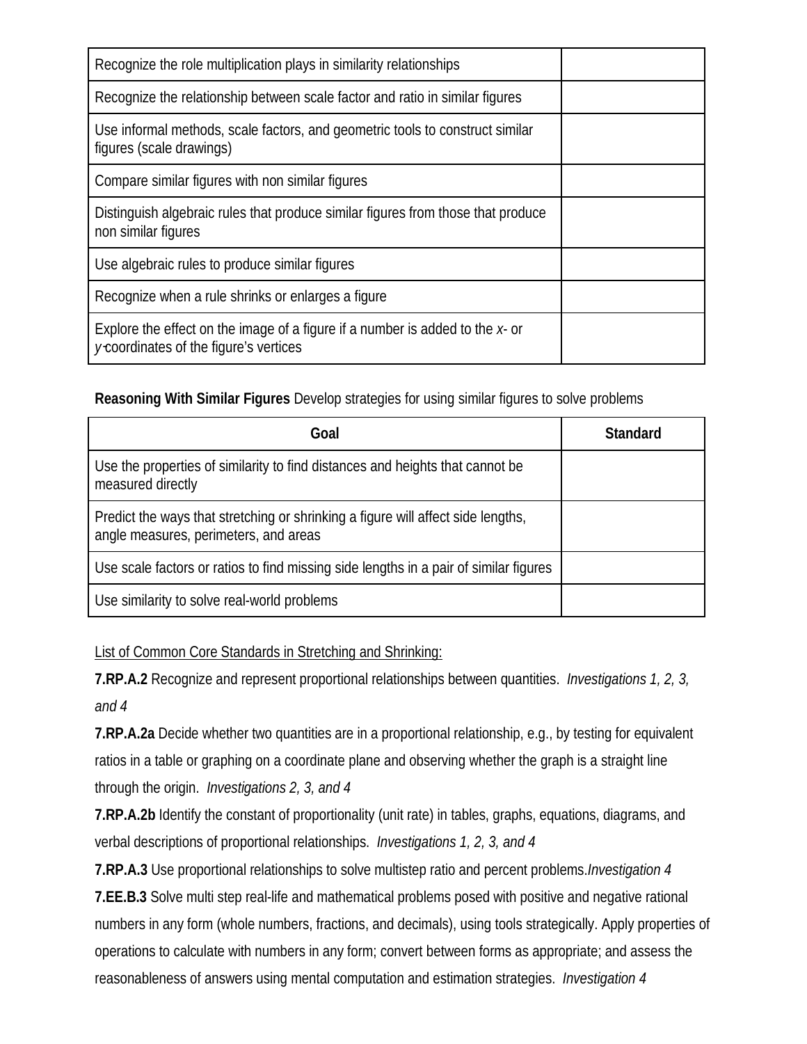| | |
|---|---|
| Recognize the role multiplication plays in similarity relationships | |
| Recognize the relationship between scale factor and ratio in similar figures | |
| Use informal methods, scale factors, and geometric tools to construct similar figures (scale drawings) | |
| Compare similar figures with non similar figures | |
| Distinguish algebraic rules that produce similar figures from those that produce non similar figures | |
| Use algebraic rules to produce similar figures | |
| Recognize when a rule shrinks or enlarges a figure | |
| Explore the effect on the image of a figure if a number is added to the *x*- or *y*-coordinates of the figure's vertices | |

**Reasoning With Similar Figures** Develop strategies for using similar figures to solve problems

| Goal | Standard |
|---|---|
| Use the properties of similarity to find distances and heights that cannot be measured directly | |
| Predict the ways that stretching or shrinking a figure will affect side lengths, angle measures, perimeters, and areas | |
| Use scale factors or ratios to find missing side lengths in a pair of similar figures | |
| Use similarity to solve real-world problems | |

List of Common Core Standards in Stretching and Shrinking:

**7.RP.A.2** Recognize and represent proportional relationships between quantities. *Investigations 1, 2, 3, and 4*

**7.RP.A.2a** Decide whether two quantities are in a proportional relationship, e.g., by testing for equivalent ratios in a table or graphing on a coordinate plane and observing whether the graph is a straight line through the origin. *Investigations 2, 3, and 4*

**7.RP.A.2b** Identify the constant of proportionality (unit rate) in tables, graphs, equations, diagrams, and verbal descriptions of proportional relationships. *Investigations 1, 2, 3, and 4*

**7.RP.A.3** Use proportional relationships to solve multistep ratio and percent problems.*Investigation 4*

**7.EE.B.3** Solve multi step real-life and mathematical problems posed with positive and negative rational numbers in any form (whole numbers, fractions, and decimals), using tools strategically. Apply properties of operations to calculate with numbers in any form; convert between forms as appropriate; and assess the reasonableness of answers using mental computation and estimation strategies. *Investigation 4*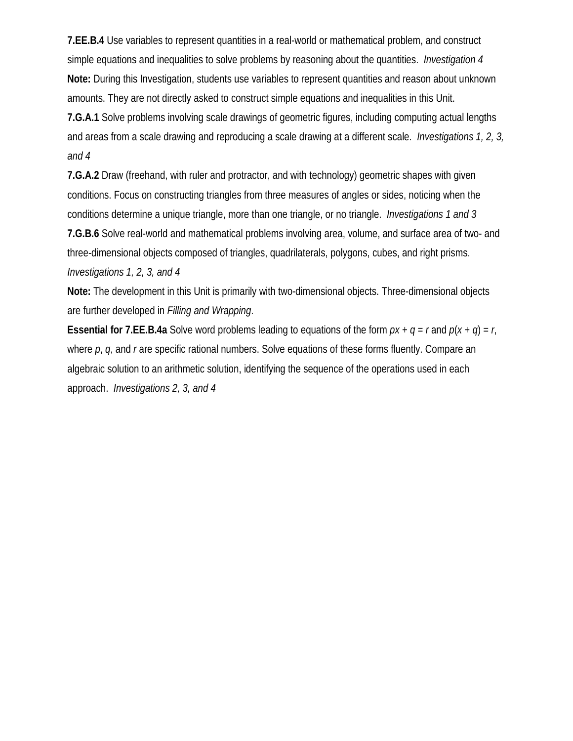**7.EE.B.4** Use variables to represent quantities in a real-world or mathematical problem, and construct simple equations and inequalities to solve problems by reasoning about the quantities. *Investigation 4*

**Note:** During this Investigation, students use variables to represent quantities and reason about unknown amounts. They are not directly asked to construct simple equations and inequalities in this Unit.

**7.G.A.1** Solve problems involving scale drawings of geometric figures, including computing actual lengths and areas from a scale drawing and reproducing a scale drawing at a different scale. *Investigations 1, 2, 3, and 4*

**7.G.A.2** Draw (freehand, with ruler and protractor, and with technology) geometric shapes with given conditions. Focus on constructing triangles from three measures of angles or sides, noticing when the conditions determine a unique triangle, more than one triangle, or no triangle. *Investigations 1 and 3*

**7.G.B.6** Solve real-world and mathematical problems involving area, volume, and surface area of two- and three-dimensional objects composed of triangles, quadrilaterals, polygons, cubes, and right prisms. *Investigations 1, 2, 3, and 4*

**Note:** The development in this Unit is primarily with two-dimensional objects. Three-dimensional objects are further developed in *Filling and Wrapping*.

**Essential for 7.EE.B.4a** Solve word problems leading to equations of the form $px + q = r$ and $p(x + q) = r$, where $p$, $q$, and $r$ are specific rational numbers. Solve equations of these forms fluently. Compare an algebraic solution to an arithmetic solution, identifying the sequence of the operations used in each approach. *Investigations 2, 3, and 4*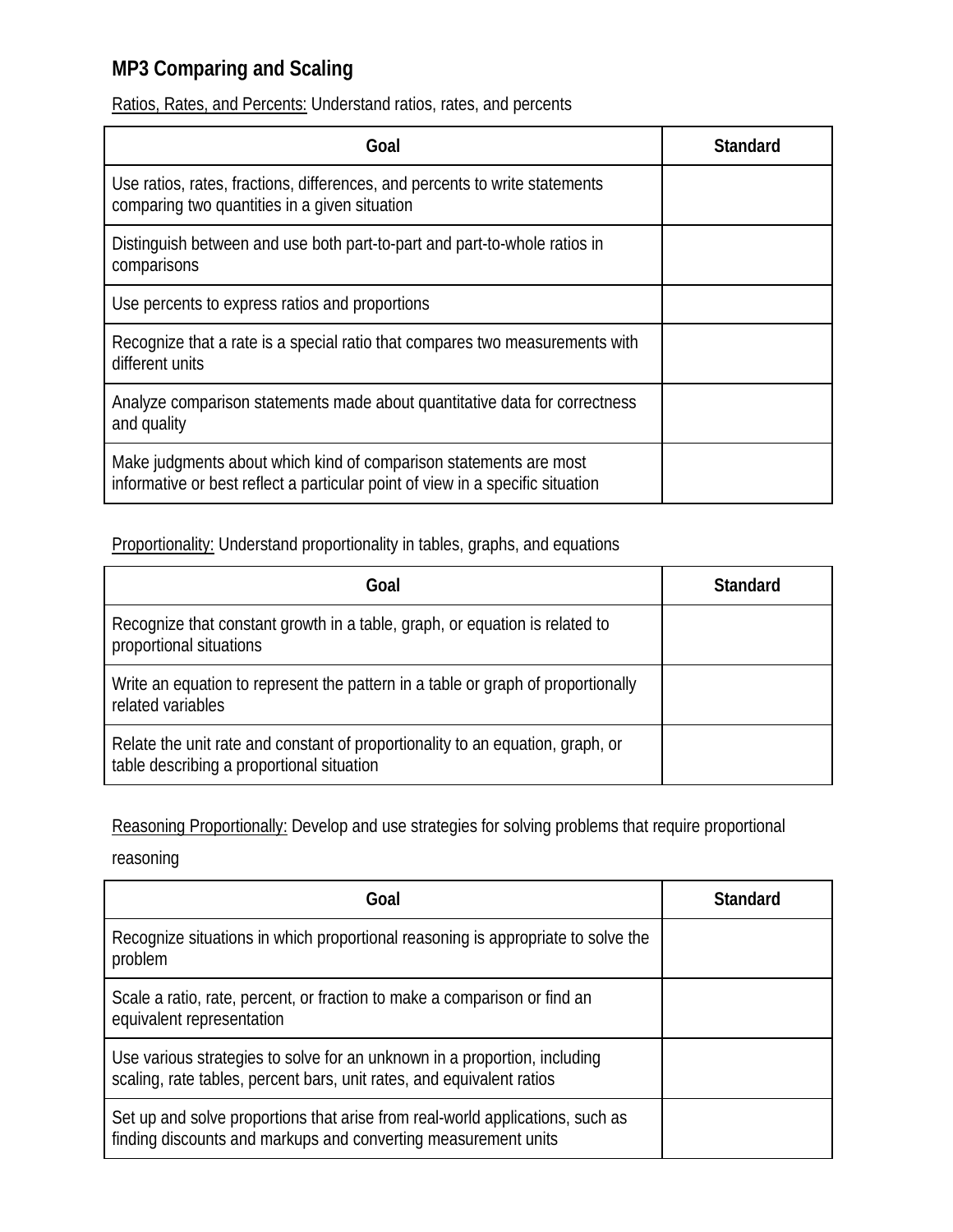## MP3 Comparing and Scaling

Ratios, Rates, and Percents: Understand ratios, rates, and percents

| Goal | Standard |
| --- | --- |
| Use ratios, rates, fractions, differences, and percents to write statements comparing two quantities in a given situation | |
| Distinguish between and use both part-to-part and part-to-whole ratios in comparisons | |
| Use percents to express ratios and proportions | |
| Recognize that a rate is a special ratio that compares two measurements with different units | |
| Analyze comparison statements made about quantitative data for correctness and quality | |
| Make judgments about which kind of comparison statements are most informative or best reflect a particular point of view in a specific situation | |

Proportionality: Understand proportionality in tables, graphs, and equations

| Goal | Standard |
| --- | --- |
| Recognize that constant growth in a table, graph, or equation is related to proportional situations | |
| Write an equation to represent the pattern in a table or graph of proportionally related variables | |
| Relate the unit rate and constant of proportionality to an equation, graph, or table describing a proportional situation | |

Reasoning Proportionally: Develop and use strategies for solving problems that require proportional reasoning

| Goal | Standard |
| --- | --- |
| Recognize situations in which proportional reasoning is appropriate to solve the problem | |
| Scale a ratio, rate, percent, or fraction to make a comparison or find an equivalent representation | |
| Use various strategies to solve for an unknown in a proportion, including scaling, rate tables, percent bars, unit rates, and equivalent ratios | |
| Set up and solve proportions that arise from real-world applications, such as finding discounts and markups and converting measurement units | |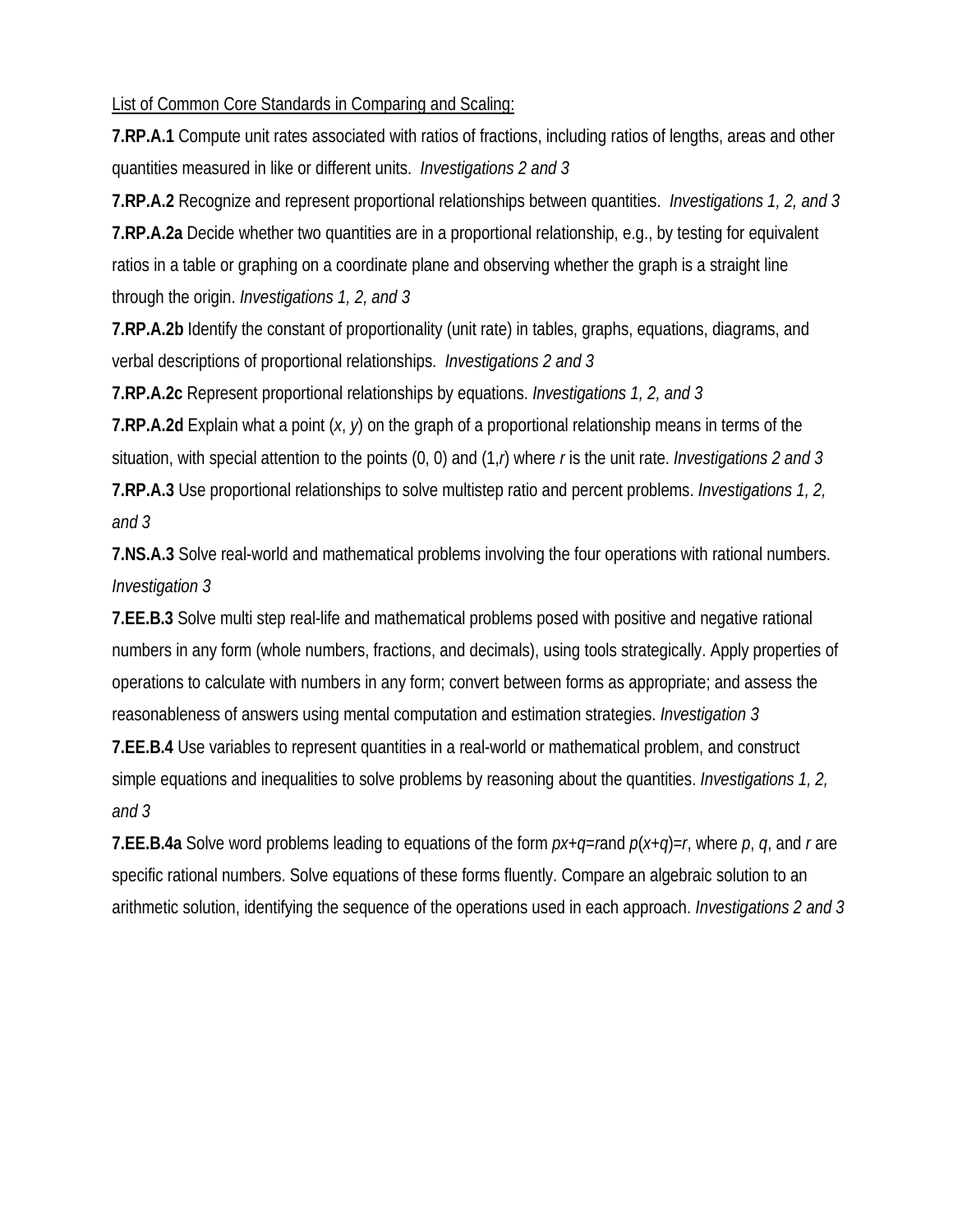<u>List of Common Core Standards in Comparing and Scaling:</u>

**7.RP.A.1** Compute unit rates associated with ratios of fractions, including ratios of lengths, areas and other quantities measured in like or different units. *Investigations 2 and 3*

**7.RP.A.2** Recognize and represent proportional relationships between quantities. *Investigations 1, 2, and 3*

**7.RP.A.2a** Decide whether two quantities are in a proportional relationship, e.g., by testing for equivalent ratios in a table or graphing on a coordinate plane and observing whether the graph is a straight line through the origin. *Investigations 1, 2, and 3*

**7.RP.A.2b** Identify the constant of proportionality (unit rate) in tables, graphs, equations, diagrams, and verbal descriptions of proportional relationships. *Investigations 2 and 3*

**7.RP.A.2c** Represent proportional relationships by equations. *Investigations 1, 2, and 3*

**7.RP.A.2d** Explain what a point $(x, y)$ on the graph of a proportional relationship means in terms of the situation, with special attention to the points (0, 0) and $(1, r)$ where $r$ is the unit rate. *Investigations 2 and 3*

**7.RP.A.3** Use proportional relationships to solve multistep ratio and percent problems. *Investigations 1, 2, and 3*

**7.NS.A.3** Solve real-world and mathematical problems involving the four operations with rational numbers. *Investigation 3*

**7.EE.B.3** Solve multi step real-life and mathematical problems posed with positive and negative rational numbers in any form (whole numbers, fractions, and decimals), using tools strategically. Apply properties of operations to calculate with numbers in any form; convert between forms as appropriate; and assess the reasonableness of answers using mental computation and estimation strategies. *Investigation 3*

**7.EE.B.4** Use variables to represent quantities in a real-world or mathematical problem, and construct simple equations and inequalities to solve problems by reasoning about the quantities. *Investigations 1, 2, and 3*

**7.EE.B.4a** Solve word problems leading to equations of the form $px+q=r$ and $p(x+q)=r$, where $p$, $q$, and $r$ are specific rational numbers. Solve equations of these forms fluently. Compare an algebraic solution to an arithmetic solution, identifying the sequence of the operations used in each approach. *Investigations 2 and 3*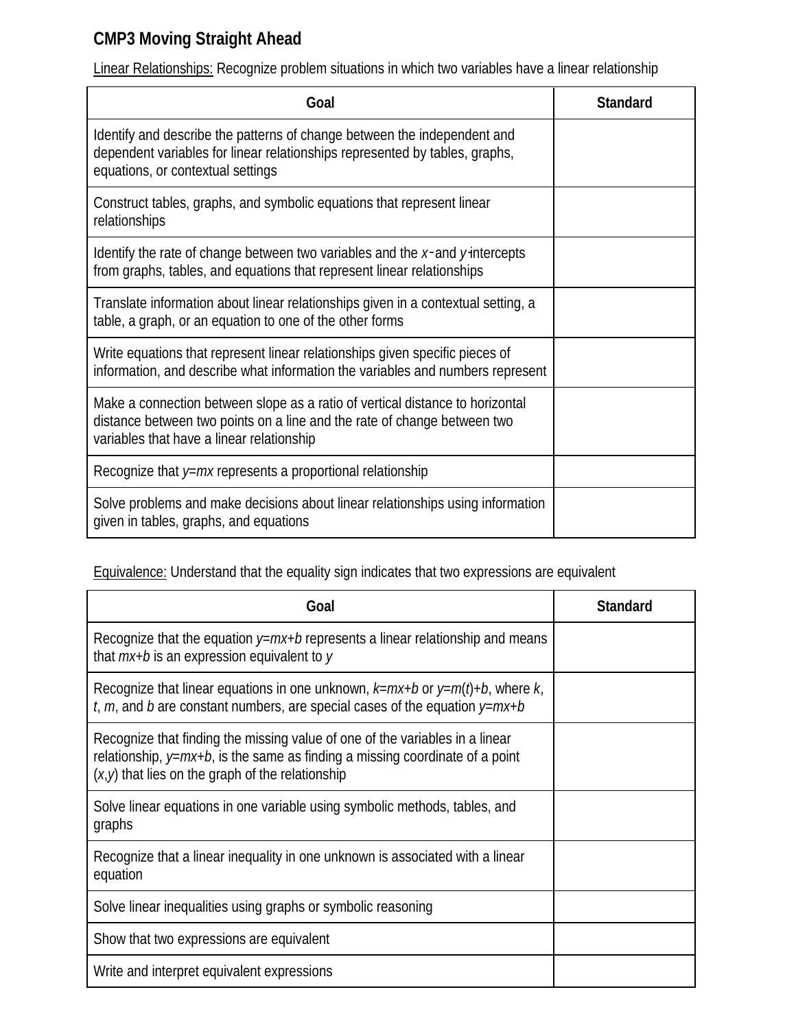## CMP3 Moving Straight Ahead

Linear Relationships: Recognize problem situations in which two variables have a linear relationship

| Goal | Standard |
|---|---|
| Identify and describe the patterns of change between the independent and dependent variables for linear relationships represented by tables, graphs, equations, or contextual settings | |
| Construct tables, graphs, and symbolic equations that represent linear relationships | |
| Identify the rate of change between two variables and the $x$-and $y$-intercepts from graphs, tables, and equations that represent linear relationships | |
| Translate information about linear relationships given in a contextual setting, a table, a graph, or an equation to one of the other forms | |
| Write equations that represent linear relationships given specific pieces of information, and describe what information the variables and numbers represent | |
| Make a connection between slope as a ratio of vertical distance to horizontal distance between two points on a line and the rate of change between two variables that have a linear relationship | |
| Recognize that $y=mx$ represents a proportional relationship | |
| Solve problems and make decisions about linear relationships using information given in tables, graphs, and equations | |

Equivalence: Understand that the equality sign indicates that two expressions are equivalent

| Goal | Standard |
|---|---|
| Recognize that the equation $y=mx+b$ represents a linear relationship and means that $mx+b$ is an expression equivalent to $y$ | |
| Recognize that linear equations in one unknown, $k=mx+b$ or $y=m(t)+b$, where $k$, $t$, $m$, and $b$ are constant numbers, are special cases of the equation $y=mx+b$ | |
| Recognize that finding the missing value of one of the variables in a linear relationship, $y=mx+b$, is the same as finding a missing coordinate of a point $(x,y)$ that lies on the graph of the relationship | |
| Solve linear equations in one variable using symbolic methods, tables, and graphs | |
| Recognize that a linear inequality in one unknown is associated with a linear equation | |
| Solve linear inequalities using graphs or symbolic reasoning | |
| Show that two expressions are equivalent | |
| Write and interpret equivalent expressions | |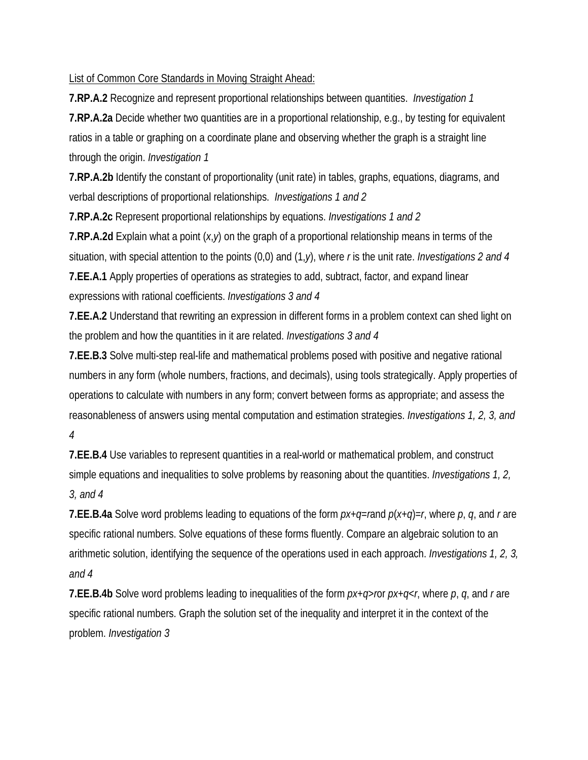<u>List of Common Core Standards in Moving Straight Ahead:</u>

**7.RP.A.2** Recognize and represent proportional relationships between quantities. *Investigation 1*

**7.RP.A.2a** Decide whether two quantities are in a proportional relationship, e.g., by testing for equivalent ratios in a table or graphing on a coordinate plane and observing whether the graph is a straight line through the origin. *Investigation 1*

**7.RP.A.2b** Identify the constant of proportionality (unit rate) in tables, graphs, equations, diagrams, and verbal descriptions of proportional relationships. *Investigations 1 and 2*

**7.RP.A.2c** Represent proportional relationships by equations. *Investigations 1 and 2*

**7.RP.A.2d** Explain what a point $(x,y)$ on the graph of a proportional relationship means in terms of the situation, with special attention to the points (0,0) and $(1,y)$, where $r$ is the unit rate. *Investigations 2 and 4*

**7.EE.A.1** Apply properties of operations as strategies to add, subtract, factor, and expand linear expressions with rational coefficients. *Investigations 3 and 4*

**7.EE.A.2** Understand that rewriting an expression in different forms in a problem context can shed light on the problem and how the quantities in it are related. *Investigations 3 and 4*

**7.EE.B.3** Solve multi-step real-life and mathematical problems posed with positive and negative rational numbers in any form (whole numbers, fractions, and decimals), using tools strategically. Apply properties of operations to calculate with numbers in any form; convert between forms as appropriate; and assess the reasonableness of answers using mental computation and estimation strategies. *Investigations 1, 2, 3, and 4*

**7.EE.B.4** Use variables to represent quantities in a real-world or mathematical problem, and construct simple equations and inequalities to solve problems by reasoning about the quantities. *Investigations 1, 2, 3, and 4*

**7.EE.B.4a** Solve word problems leading to equations of the form $px+q=r$and $p(x+q)=r$, where $p$, $q$, and $r$ are specific rational numbers. Solve equations of these forms fluently. Compare an algebraic solution to an arithmetic solution, identifying the sequence of the operations used in each approach. *Investigations 1, 2, 3, and 4*

**7.EE.B.4b** Solve word problems leading to inequalities of the form $px+q>r$or $px+q<r$, where $p$, $q$, and $r$ are specific rational numbers. Graph the solution set of the inequality and interpret it in the context of the problem. *Investigation 3*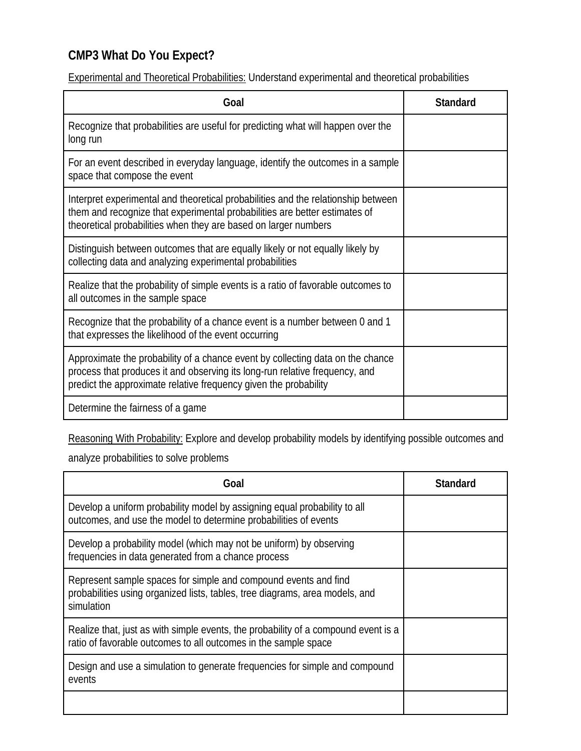## CMP3 What Do You Expect?

Experimental and Theoretical Probabilities: Understand experimental and theoretical probabilities

| Goal | Standard |
|---|---|
| Recognize that probabilities are useful for predicting what will happen over the long run | |
| For an event described in everyday language, identify the outcomes in a sample space that compose the event | |
| Interpret experimental and theoretical probabilities and the relationship between them and recognize that experimental probabilities are better estimates of theoretical probabilities when they are based on larger numbers | |
| Distinguish between outcomes that are equally likely or not equally likely by collecting data and analyzing experimental probabilities | |
| Realize that the probability of simple events is a ratio of favorable outcomes to all outcomes in the sample space | |
| Recognize that the probability of a chance event is a number between 0 and 1 that expresses the likelihood of the event occurring | |
| Approximate the probability of a chance event by collecting data on the chance process that produces it and observing its long-run relative frequency, and predict the approximate relative frequency given the probability | |
| Determine the fairness of a game | |

Reasoning With Probability: Explore and develop probability models by identifying possible outcomes and analyze probabilities to solve problems

| Goal | Standard |
|---|---|
| Develop a uniform probability model by assigning equal probability to all outcomes, and use the model to determine probabilities of events | |
| Develop a probability model (which may not be uniform) by observing frequencies in data generated from a chance process | |
| Represent sample spaces for simple and compound events and find probabilities using organized lists, tables, tree diagrams, area models, and simulation | |
| Realize that, just as with simple events, the probability of a compound event is a ratio of favorable outcomes to all outcomes in the sample space | |
| Design and use a simulation to generate frequencies for simple and compound events | |
| | |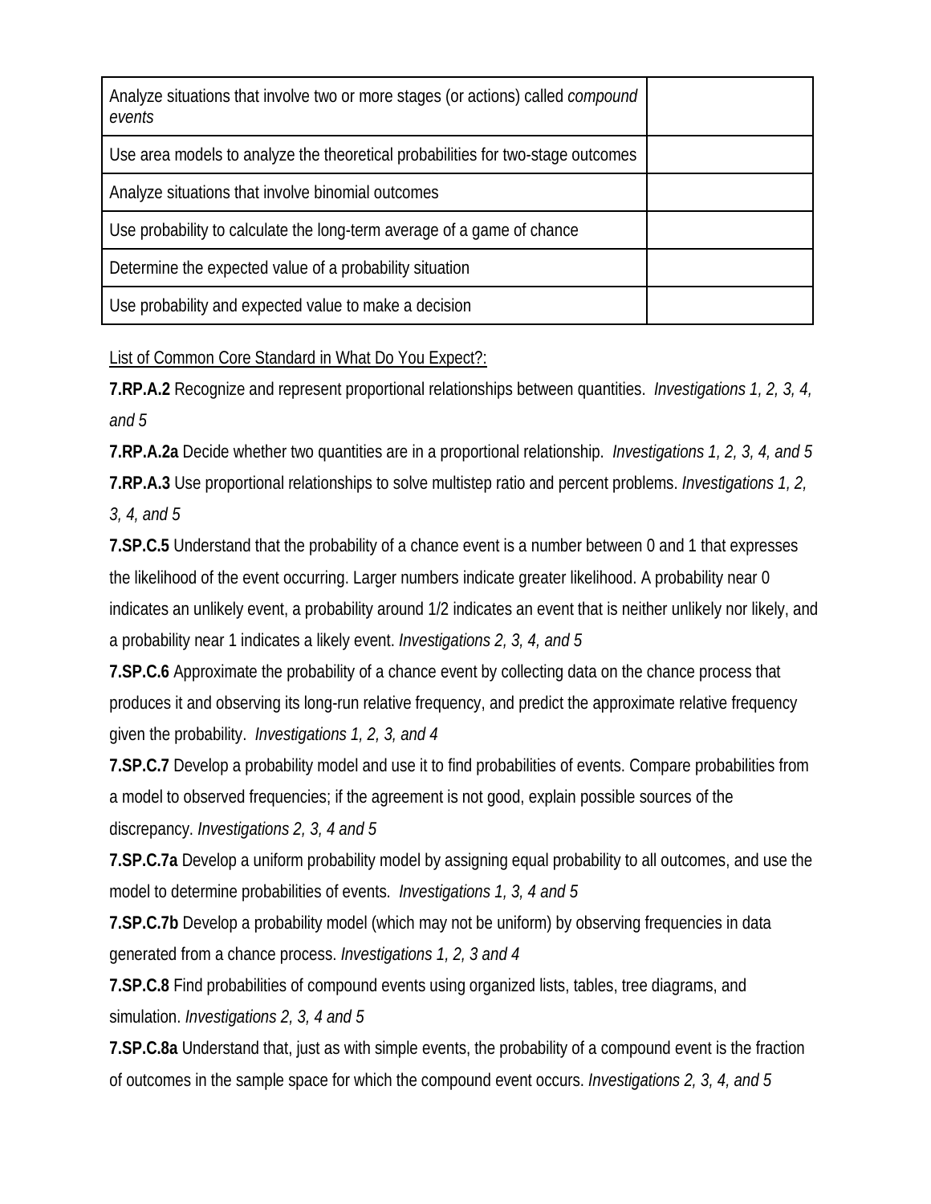| Analyze situations that involve two or more stages (or actions) called *compound events* | |
|---|---|
| Use area models to analyze the theoretical probabilities for two-stage outcomes | |
| Analyze situations that involve binomial outcomes | |
| Use probability to calculate the long-term average of a game of chance | |
| Determine the expected value of a probability situation | |
| Use probability and expected value to make a decision | |

<u>List of Common Core Standard in What Do You Expect?:</u>

**7.RP.A.2** Recognize and represent proportional relationships between quantities. *Investigations 1, 2, 3, 4, and 5*

**7.RP.A.2a** Decide whether two quantities are in a proportional relationship. *Investigations 1, 2, 3, 4, and 5*

**7.RP.A.3** Use proportional relationships to solve multistep ratio and percent problems. *Investigations 1, 2, 3, 4, and 5*

**7.SP.C.5** Understand that the probability of a chance event is a number between 0 and 1 that expresses the likelihood of the event occurring. Larger numbers indicate greater likelihood. A probability near 0 indicates an unlikely event, a probability around 1/2 indicates an event that is neither unlikely nor likely, and a probability near 1 indicates a likely event. *Investigations 2, 3, 4, and 5*

**7.SP.C.6** Approximate the probability of a chance event by collecting data on the chance process that produces it and observing its long-run relative frequency, and predict the approximate relative frequency given the probability. *Investigations 1, 2, 3, and 4*

**7.SP.C.7** Develop a probability model and use it to find probabilities of events. Compare probabilities from a model to observed frequencies; if the agreement is not good, explain possible sources of the discrepancy. *Investigations 2, 3, 4 and 5*

**7.SP.C.7a** Develop a uniform probability model by assigning equal probability to all outcomes, and use the model to determine probabilities of events. *Investigations 1, 3, 4 and 5*

**7.SP.C.7b** Develop a probability model (which may not be uniform) by observing frequencies in data generated from a chance process. *Investigations 1, 2, 3 and 4*

**7.SP.C.8** Find probabilities of compound events using organized lists, tables, tree diagrams, and simulation. *Investigations 2, 3, 4 and 5*

**7.SP.C.8a** Understand that, just as with simple events, the probability of a compound event is the fraction of outcomes in the sample space for which the compound event occurs. *Investigations 2, 3, 4, and 5*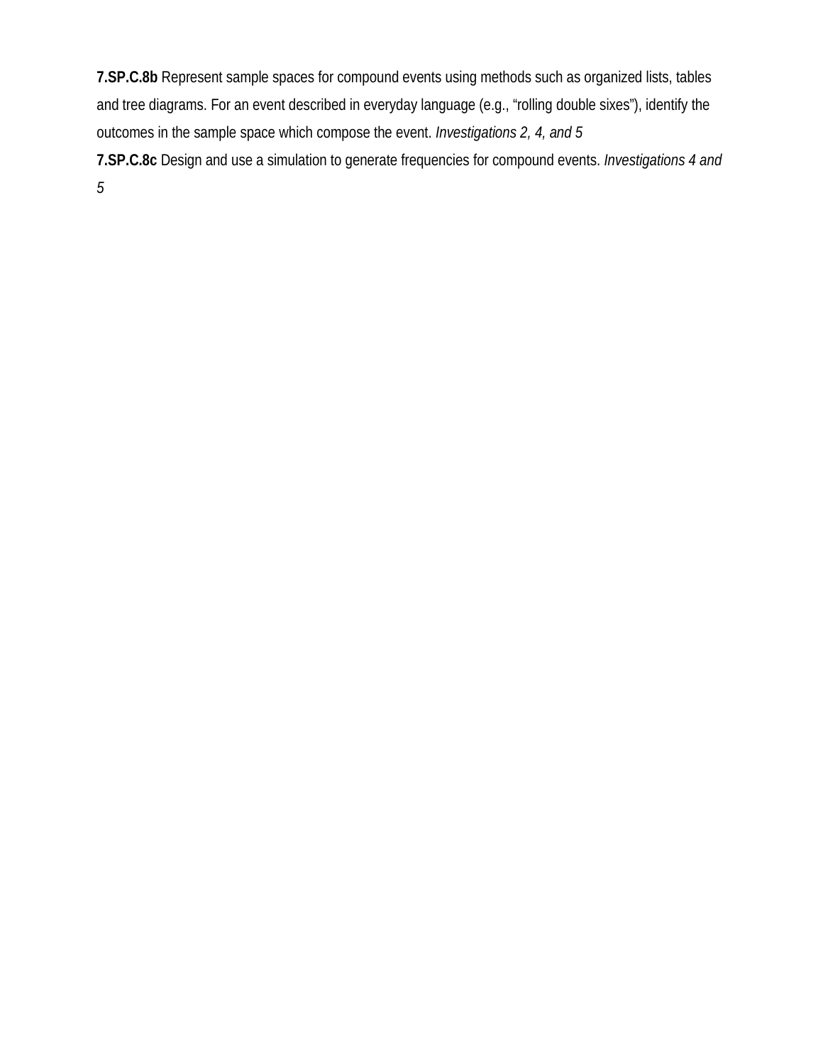**7.SP.C.8b** Represent sample spaces for compound events using methods such as organized lists, tables and tree diagrams. For an event described in everyday language (e.g., “rolling double sixes”), identify the outcomes in the sample space which compose the event. *Investigations 2, 4, and 5*

**7.SP.C.8c** Design and use a simulation to generate frequencies for compound events. *Investigations 4 and 5*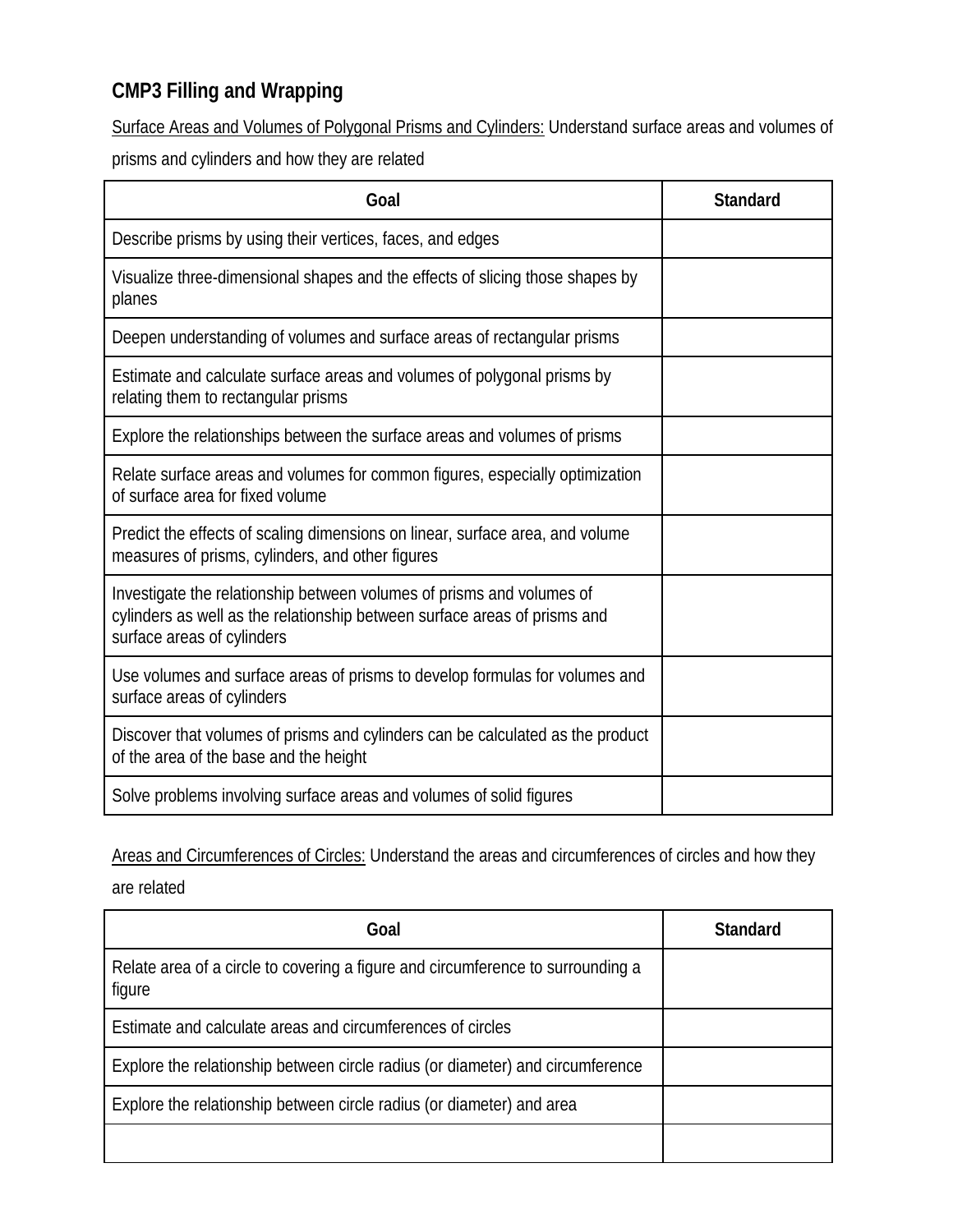## CMP3 Filling and Wrapping

<u>Surface Areas and Volumes of Polygonal Prisms and Cylinders:</u> Understand surface areas and volumes of prisms and cylinders and how they are related

| Goal | Standard |
|---|---|
| Describe prisms by using their vertices, faces, and edges | |
| Visualize three-dimensional shapes and the effects of slicing those shapes by planes | |
| Deepen understanding of volumes and surface areas of rectangular prisms | |
| Estimate and calculate surface areas and volumes of polygonal prisms by relating them to rectangular prisms | |
| Explore the relationships between the surface areas and volumes of prisms | |
| Relate surface areas and volumes for common figures, especially optimization of surface area for fixed volume | |
| Predict the effects of scaling dimensions on linear, surface area, and volume measures of prisms, cylinders, and other figures | |
| Investigate the relationship between volumes of prisms and volumes of cylinders as well as the relationship between surface areas of prisms and surface areas of cylinders | |
| Use volumes and surface areas of prisms to develop formulas for volumes and surface areas of cylinders | |
| Discover that volumes of prisms and cylinders can be calculated as the product of the area of the base and the height | |
| Solve problems involving surface areas and volumes of solid figures | |

<u>Areas and Circumferences of Circles:</u> Understand the areas and circumferences of circles and how they are related

| Goal | Standard |
|---|---|
| Relate area of a circle to covering a figure and circumference to surrounding a figure | |
| Estimate and calculate areas and circumferences of circles | |
| Explore the relationship between circle radius (or diameter) and circumference | |
| Explore the relationship between circle radius (or diameter) and area | |
| | |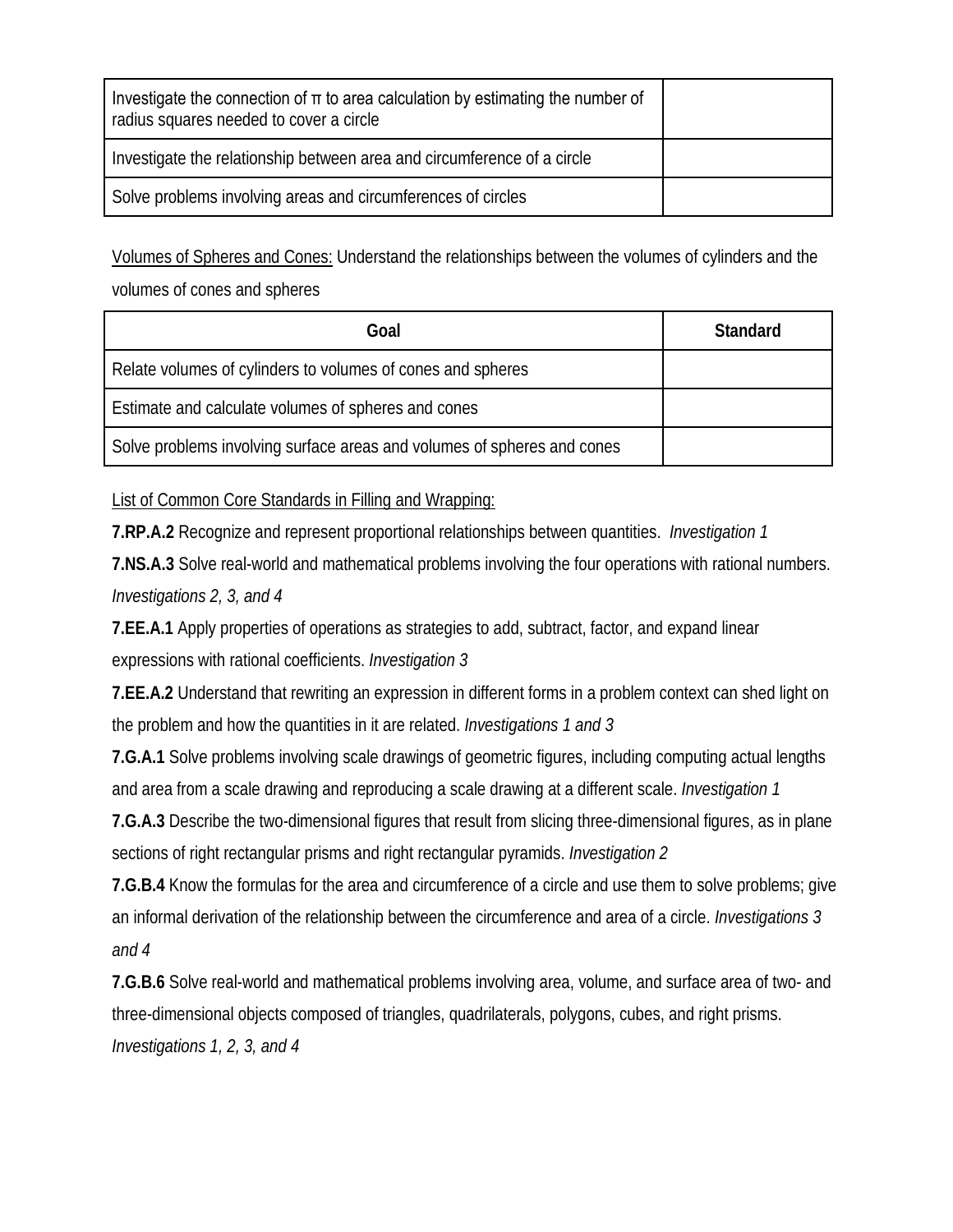| | |
|---|---|
| Investigate the connection of π to area calculation by estimating the number of radius squares needed to cover a circle | |
| Investigate the relationship between area and circumference of a circle | |
| Solve problems involving areas and circumferences of circles | |

Volumes of Spheres and Cones: Understand the relationships between the volumes of cylinders and the volumes of cones and spheres

| Goal | Standard |
|---|---|
| Relate volumes of cylinders to volumes of cones and spheres | |
| Estimate and calculate volumes of spheres and cones | |
| Solve problems involving surface areas and volumes of spheres and cones | |

List of Common Core Standards in Filling and Wrapping:

**7.RP.A.2** Recognize and represent proportional relationships between quantities. *Investigation 1*

**7.NS.A.3** Solve real-world and mathematical problems involving the four operations with rational numbers. *Investigations 2, 3, and 4*

**7.EE.A.1** Apply properties of operations as strategies to add, subtract, factor, and expand linear expressions with rational coefficients. *Investigation 3*

**7.EE.A.2** Understand that rewriting an expression in different forms in a problem context can shed light on the problem and how the quantities in it are related. *Investigations 1 and 3*

**7.G.A.1** Solve problems involving scale drawings of geometric figures, including computing actual lengths and area from a scale drawing and reproducing a scale drawing at a different scale. *Investigation 1*

**7.G.A.3** Describe the two-dimensional figures that result from slicing three-dimensional figures, as in plane sections of right rectangular prisms and right rectangular pyramids. *Investigation 2*

**7.G.B.4** Know the formulas for the area and circumference of a circle and use them to solve problems; give an informal derivation of the relationship between the circumference and area of a circle. *Investigations 3 and 4*

**7.G.B.6** Solve real-world and mathematical problems involving area, volume, and surface area of two- and three-dimensional objects composed of triangles, quadrilaterals, polygons, cubes, and right prisms. *Investigations 1, 2, 3, and 4*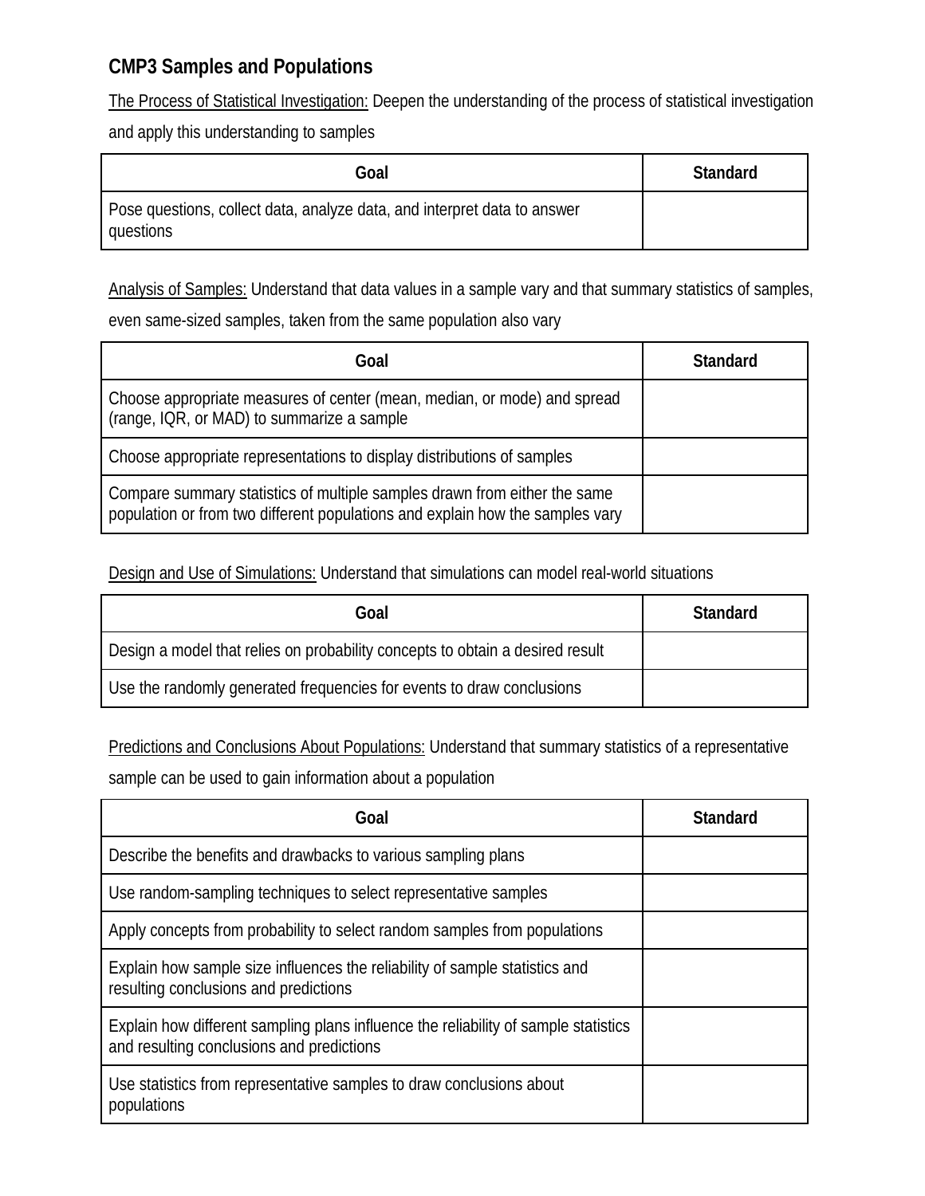## CMP3 Samples and Populations

<u>The Process of Statistical Investigation:</u> Deepen the understanding of the process of statistical investigation and apply this understanding to samples

| Goal | Standard |
|---|---|
| Pose questions, collect data, analyze data, and interpret data to answer questions | |

<u>Analysis of Samples:</u> Understand that data values in a sample vary and that summary statistics of samples, even same-sized samples, taken from the same population also vary

| Goal | Standard |
|---|---|
| Choose appropriate measures of center (mean, median, or mode) and spread (range, IQR, or MAD) to summarize a sample | |
| Choose appropriate representations to display distributions of samples | |
| Compare summary statistics of multiple samples drawn from either the same population or from two different populations and explain how the samples vary | |

<u>Design and Use of Simulations:</u> Understand that simulations can model real-world situations

| Goal | Standard |
|---|---|
| Design a model that relies on probability concepts to obtain a desired result | |
| Use the randomly generated frequencies for events to draw conclusions | |

<u>Predictions and Conclusions About Populations:</u> Understand that summary statistics of a representative sample can be used to gain information about a population

| Goal | Standard |
|---|---|
| Describe the benefits and drawbacks to various sampling plans | |
| Use random-sampling techniques to select representative samples | |
| Apply concepts from probability to select random samples from populations | |
| Explain how sample size influences the reliability of sample statistics and resulting conclusions and predictions | |
| Explain how different sampling plans influence the reliability of sample statistics and resulting conclusions and predictions | |
| Use statistics from representative samples to draw conclusions about populations | |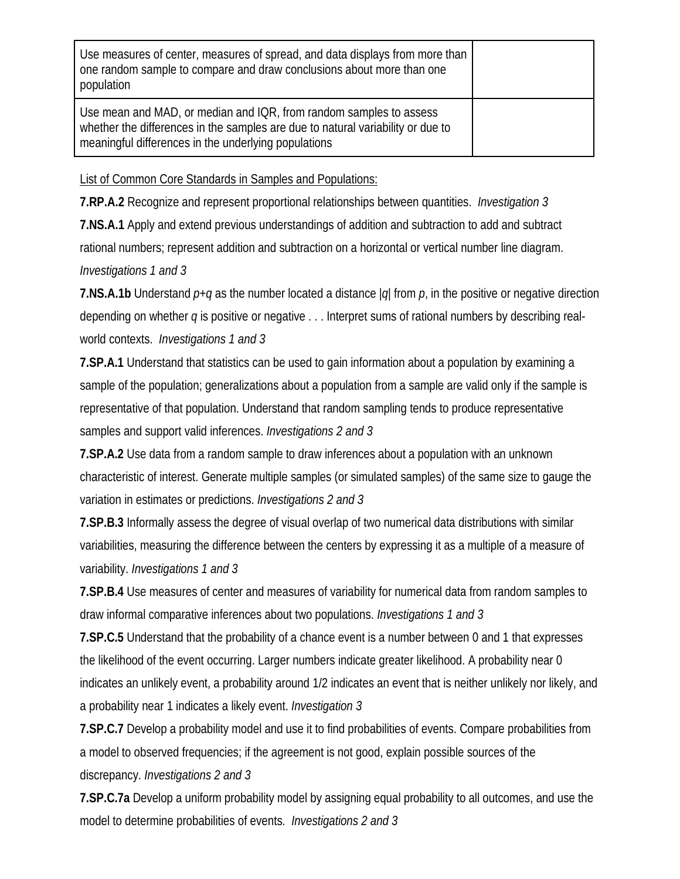| | |
|---|---|
| Use measures of center, measures of spread, and data displays from more than one random sample to compare and draw conclusions about more than one population | |
| Use mean and MAD, or median and IQR, from random samples to assess whether the differences in the samples are due to natural variability or due to meaningful differences in the underlying populations | |

List of Common Core Standards in Samples and Populations:

**7.RP.A.2** Recognize and represent proportional relationships between quantities. *Investigation 3*

**7.NS.A.1** Apply and extend previous understandings of addition and subtraction to add and subtract rational numbers; represent addition and subtraction on a horizontal or vertical number line diagram. *Investigations 1 and 3*

**7.NS.A.1b** Understand $p+q$ as the number located a distance $|q|$ from $p$, in the positive or negative direction depending on whether $q$ is positive or negative . . . Interpret sums of rational numbers by describing real-world contexts. *Investigations 1 and 3*

**7.SP.A.1** Understand that statistics can be used to gain information about a population by examining a sample of the population; generalizations about a population from a sample are valid only if the sample is representative of that population. Understand that random sampling tends to produce representative samples and support valid inferences. *Investigations 2 and 3*

**7.SP.A.2** Use data from a random sample to draw inferences about a population with an unknown characteristic of interest. Generate multiple samples (or simulated samples) of the same size to gauge the variation in estimates or predictions. *Investigations 2 and 3*

**7.SP.B.3** Informally assess the degree of visual overlap of two numerical data distributions with similar variabilities, measuring the difference between the centers by expressing it as a multiple of a measure of variability. *Investigations 1 and 3*

**7.SP.B.4** Use measures of center and measures of variability for numerical data from random samples to draw informal comparative inferences about two populations. *Investigations 1 and 3*

**7.SP.C.5** Understand that the probability of a chance event is a number between 0 and 1 that expresses the likelihood of the event occurring. Larger numbers indicate greater likelihood. A probability near 0 indicates an unlikely event, a probability around 1/2 indicates an event that is neither unlikely nor likely, and a probability near 1 indicates a likely event. *Investigation 3*

**7.SP.C.7** Develop a probability model and use it to find probabilities of events. Compare probabilities from a model to observed frequencies; if the agreement is not good, explain possible sources of the discrepancy. *Investigations 2 and 3*

**7.SP.C.7a** Develop a uniform probability model by assigning equal probability to all outcomes, and use the model to determine probabilities of events. *Investigations 2 and 3*